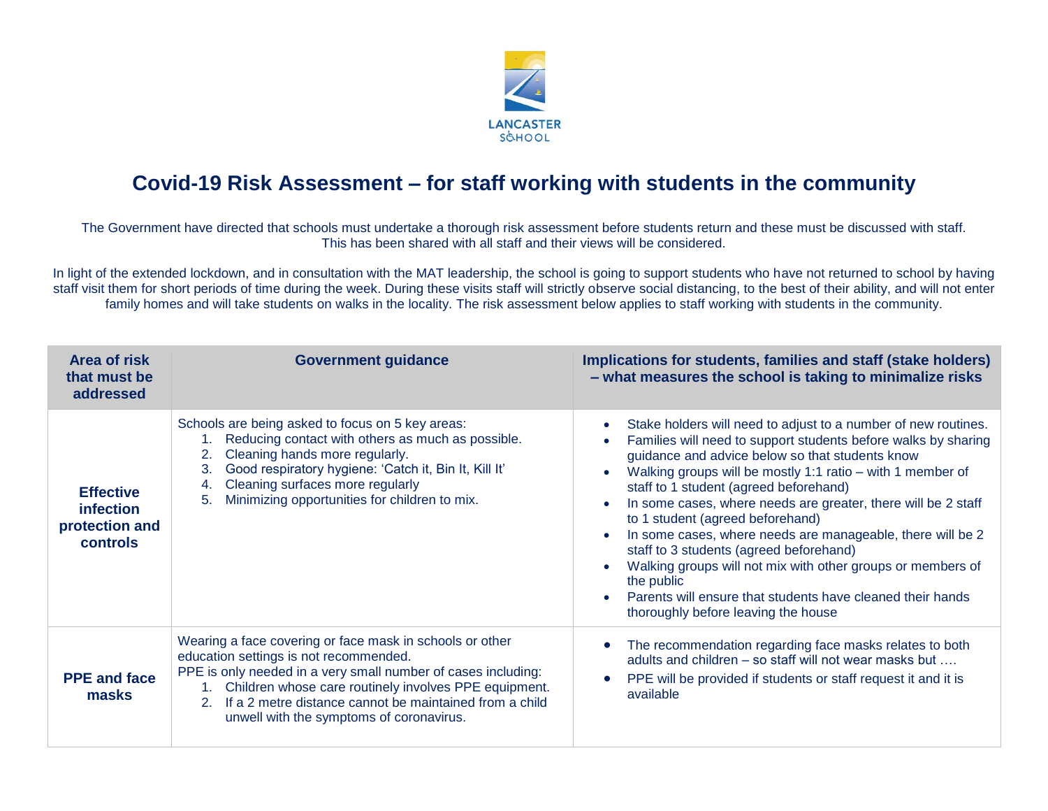LANCASTER SCHOOL

# Covid-19 Risk Assessment – for staff working with students in the community

The Government have directed that schools must undertake a thorough risk assessment before students return and these must be discussed with staff. This has been shared with all staff and their views will be considered.

In light of the extended lockdown, and in consultation with the MAT leadership, the school is going to support students who have not returned to school by having staff visit them for short periods of time during the week. During these visits staff will strictly observe social distancing, to the best of their ability, and will not enter family homes and will take students on walks in the locality. The risk assessment below applies to staff working with students in the community.

| Area of risk that must be addressed | Government guidance | Implications for students, families and staff (stake holders) – what measures the school is taking to minimalize risks |
| --- | --- | --- |
| **Effective infection protection and controls** | Schools are being asked to focus on 5 key areas:<br>1. Reducing contact with others as much as possible.<br>2. Cleaning hands more regularly.<br>3. Good respiratory hygiene: 'Catch it, Bin It, Kill It'<br>4. Cleaning surfaces more regularly<br>5. Minimizing opportunities for children to mix. | • Stake holders will need to adjust to a number of new routines.<br>• Families will need to support students before walks by sharing guidance and advice below so that students know<br>• Walking groups will be mostly 1:1 ratio – with 1 member of staff to 1 student (agreed beforehand)<br>• In some cases, where needs are greater, there will be 2 staff to 1 student (agreed beforehand)<br>• In some cases, where needs are manageable, there will be 2 staff to 3 students (agreed beforehand)<br>• Walking groups will not mix with other groups or members of the public<br>• Parents will ensure that students have cleaned their hands thoroughly before leaving the house |
| **PPE and face masks** | Wearing a face covering or face mask in schools or other education settings is not recommended.<br>PPE is only needed in a very small number of cases including:<br>1. Children whose care routinely involves PPE equipment.<br>2. If a 2 metre distance cannot be maintained from a child unwell with the symptoms of coronavirus. | • The recommendation regarding face masks relates to both adults and children – so staff will not wear masks but ….<br>• PPE will be provided if students or staff request it and it is available |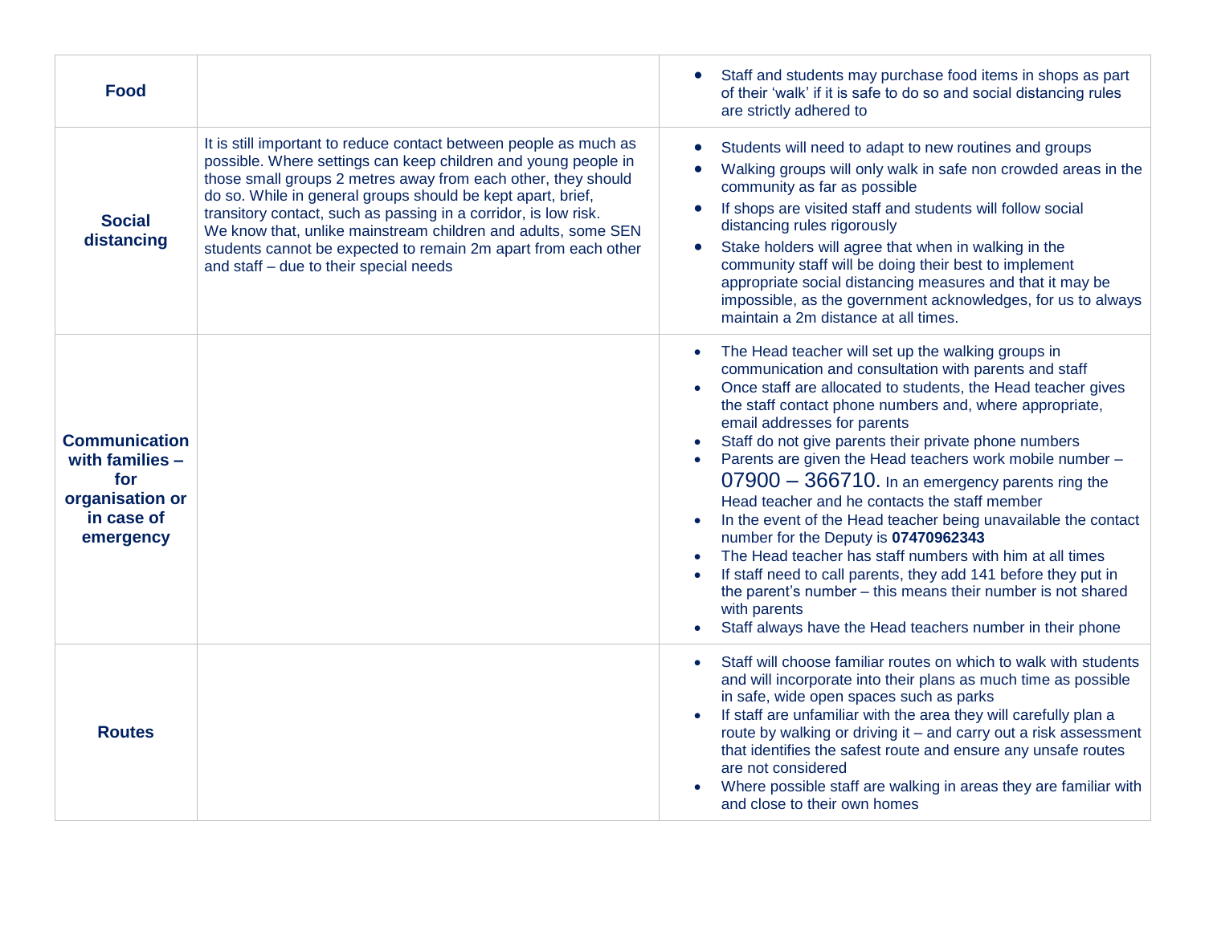| | | |
|---|---|---|
| **Food** | | • Staff and students may purchase food items in shops as part of their 'walk' if it is safe to do so and social distancing rules are strictly adhered to |
| **Social distancing** | It is still important to reduce contact between people as much as possible. Where settings can keep children and young people in those small groups 2 metres away from each other, they should do so. While in general groups should be kept apart, brief, transitory contact, such as passing in a corridor, is low risk.<br>We know that, unlike mainstream children and adults, some SEN students cannot be expected to remain 2m apart from each other and staff – due to their special needs | • Students will need to adapt to new routines and groups<br>• Walking groups will only walk in safe non crowded areas in the community as far as possible<br>• If shops are visited staff and students will follow social distancing rules rigorously<br>• Stake holders will agree that when in walking in the community staff will be doing their best to implement appropriate social distancing measures and that it may be impossible, as the government acknowledges, for us to always maintain a 2m distance at all times. |
| **Communication with families – for organisation or in case of emergency** | | • The Head teacher will set up the walking groups in communication and consultation with parents and staff<br>• Once staff are allocated to students, the Head teacher gives the staff contact phone numbers and, where appropriate, email addresses for parents<br>• Staff do not give parents their private phone numbers<br>• Parents are given the Head teachers work mobile number – 07900 – 366710. In an emergency parents ring the Head teacher and he contacts the staff member<br>• In the event of the Head teacher being unavailable the contact number for the Deputy is **07470962343**<br>• The Head teacher has staff numbers with him at all times<br>• If staff need to call parents, they add 141 before they put in the parent's number – this means their number is not shared with parents<br>• Staff always have the Head teachers number in their phone |
| **Routes** | | • Staff will choose familiar routes on which to walk with students and will incorporate into their plans as much time as possible in safe, wide open spaces such as parks<br>• If staff are unfamiliar with the area they will carefully plan a route by walking or driving it – and carry out a risk assessment that identifies the safest route and ensure any unsafe routes are not considered<br>• Where possible staff are walking in areas they are familiar with and close to their own homes |